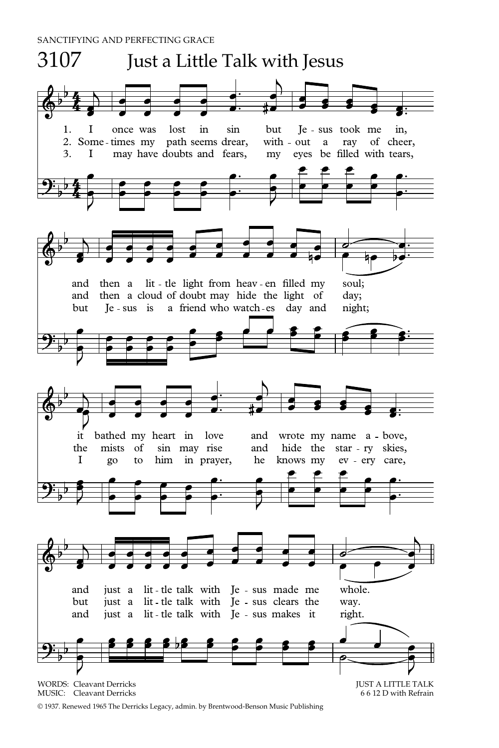

MUSIC: Cleavant Derricks

© 1937. Renewed 1965 The Derricks Legacy, admin. by Brentwood-Benson Music Publishing